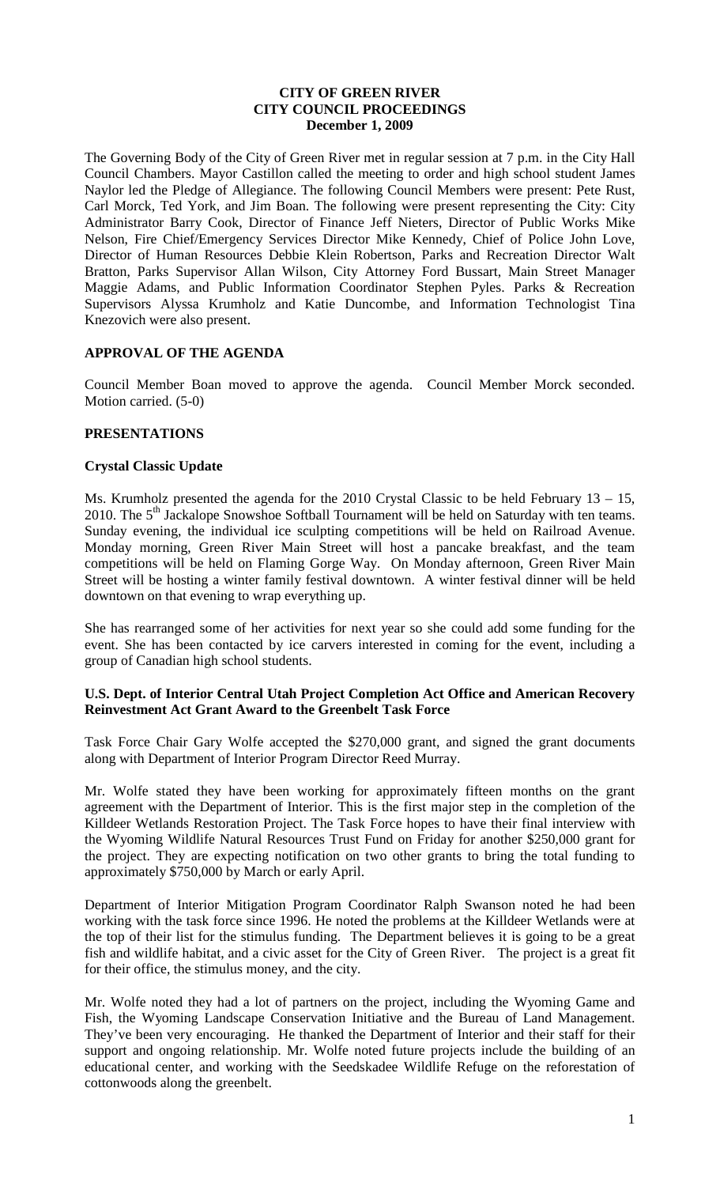# CITY OF GREEN RIVER
# CITY COUNCIL PROCEEDINGS
# December 1, 2009

The Governing Body of the City of Green River met in regular session at 7 p.m. in the City Hall Council Chambers. Mayor Castillon called the meeting to order and high school student James Naylor led the Pledge of Allegiance. The following Council Members were present: Pete Rust, Carl Morck, Ted York, and Jim Boan. The following were present representing the City: City Administrator Barry Cook, Director of Finance Jeff Nieters, Director of Public Works Mike Nelson, Fire Chief/Emergency Services Director Mike Kennedy, Chief of Police John Love, Director of Human Resources Debbie Klein Robertson, Parks and Recreation Director Walt Bratton, Parks Supervisor Allan Wilson, City Attorney Ford Bussart, Main Street Manager Maggie Adams, and Public Information Coordinator Stephen Pyles. Parks & Recreation Supervisors Alyssa Krumholz and Katie Duncombe, and Information Technologist Tina Knezovich were also present.

## APPROVAL OF THE AGENDA

Council Member Boan moved to approve the agenda. Council Member Morck seconded. Motion carried. (5-0)

## PRESENTATIONS

### Crystal Classic Update

Ms. Krumholz presented the agenda for the 2010 Crystal Classic to be held February 13 – 15, 2010. The 5th Jackalope Snowshoe Softball Tournament will be held on Saturday with ten teams. Sunday evening, the individual ice sculpting competitions will be held on Railroad Avenue. Monday morning, Green River Main Street will host a pancake breakfast, and the team competitions will be held on Flaming Gorge Way. On Monday afternoon, Green River Main Street will be hosting a winter family festival downtown. A winter festival dinner will be held downtown on that evening to wrap everything up.

She has rearranged some of her activities for next year so she could add some funding for the event. She has been contacted by ice carvers interested in coming for the event, including a group of Canadian high school students.

### U.S. Dept. of Interior Central Utah Project Completion Act Office and American Recovery Reinvestment Act Grant Award to the Greenbelt Task Force

Task Force Chair Gary Wolfe accepted the $270,000 grant, and signed the grant documents along with Department of Interior Program Director Reed Murray.

Mr. Wolfe stated they have been working for approximately fifteen months on the grant agreement with the Department of Interior. This is the first major step in the completion of the Killdeer Wetlands Restoration Project. The Task Force hopes to have their final interview with the Wyoming Wildlife Natural Resources Trust Fund on Friday for another $250,000 grant for the project. They are expecting notification on two other grants to bring the total funding to approximately $750,000 by March or early April.

Department of Interior Mitigation Program Coordinator Ralph Swanson noted he had been working with the task force since 1996. He noted the problems at the Killdeer Wetlands were at the top of their list for the stimulus funding. The Department believes it is going to be a great fish and wildlife habitat, and a civic asset for the City of Green River. The project is a great fit for their office, the stimulus money, and the city.

Mr. Wolfe noted they had a lot of partners on the project, including the Wyoming Game and Fish, the Wyoming Landscape Conservation Initiative and the Bureau of Land Management. They've been very encouraging. He thanked the Department of Interior and their staff for their support and ongoing relationship. Mr. Wolfe noted future projects include the building of an educational center, and working with the Seedskadee Wildlife Refuge on the reforestation of cottonwoods along the greenbelt.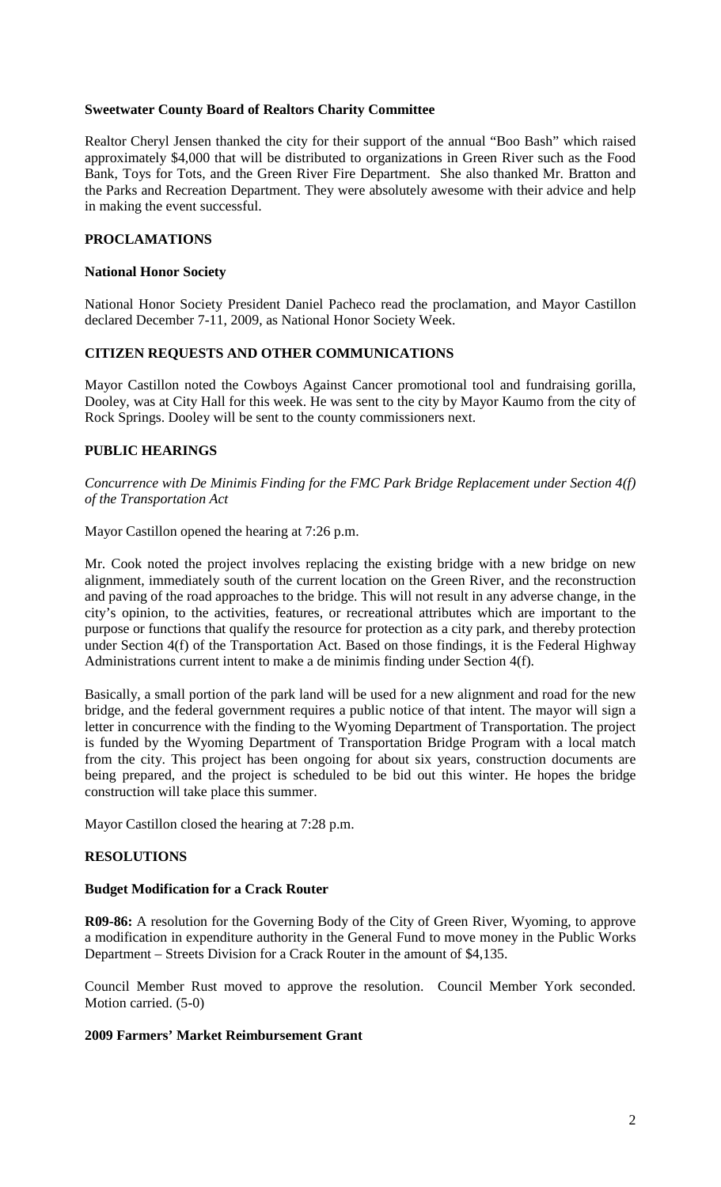**Sweetwater County Board of Realtors Charity Committee**

Realtor Cheryl Jensen thanked the city for their support of the annual "Boo Bash" which raised approximately $4,000 that will be distributed to organizations in Green River such as the Food Bank, Toys for Tots, and the Green River Fire Department. She also thanked Mr. Bratton and the Parks and Recreation Department. They were absolutely awesome with their advice and help in making the event successful.

## PROCLAMATIONS

**National Honor Society**

National Honor Society President Daniel Pacheco read the proclamation, and Mayor Castillon declared December 7-11, 2009, as National Honor Society Week.

## CITIZEN REQUESTS AND OTHER COMMUNICATIONS

Mayor Castillon noted the Cowboys Against Cancer promotional tool and fundraising gorilla, Dooley, was at City Hall for this week. He was sent to the city by Mayor Kaumo from the city of Rock Springs. Dooley will be sent to the county commissioners next.

## PUBLIC HEARINGS

*Concurrence with De Minimis Finding for the FMC Park Bridge Replacement under Section 4(f) of the Transportation Act*

Mayor Castillon opened the hearing at 7:26 p.m.

Mr. Cook noted the project involves replacing the existing bridge with a new bridge on new alignment, immediately south of the current location on the Green River, and the reconstruction and paving of the road approaches to the bridge. This will not result in any adverse change, in the city's opinion, to the activities, features, or recreational attributes which are important to the purpose or functions that qualify the resource for protection as a city park, and thereby protection under Section 4(f) of the Transportation Act. Based on those findings, it is the Federal Highway Administrations current intent to make a de minimis finding under Section 4(f).

Basically, a small portion of the park land will be used for a new alignment and road for the new bridge, and the federal government requires a public notice of that intent. The mayor will sign a letter in concurrence with the finding to the Wyoming Department of Transportation. The project is funded by the Wyoming Department of Transportation Bridge Program with a local match from the city. This project has been ongoing for about six years, construction documents are being prepared, and the project is scheduled to be bid out this winter. He hopes the bridge construction will take place this summer.

Mayor Castillon closed the hearing at 7:28 p.m.

## RESOLUTIONS

**Budget Modification for a Crack Router**

**R09-86:** A resolution for the Governing Body of the City of Green River, Wyoming, to approve a modification in expenditure authority in the General Fund to move money in the Public Works Department – Streets Division for a Crack Router in the amount of $4,135.

Council Member Rust moved to approve the resolution. Council Member York seconded. Motion carried. (5-0)

**2009 Farmers' Market Reimbursement Grant**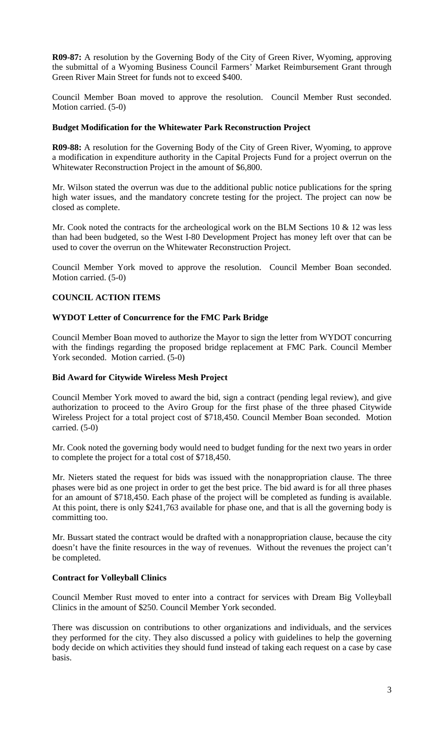**R09-87:** A resolution by the Governing Body of the City of Green River, Wyoming, approving the submittal of a Wyoming Business Council Farmers' Market Reimbursement Grant through Green River Main Street for funds not to exceed $400.

Council Member Boan moved to approve the resolution. Council Member Rust seconded. Motion carried. (5-0)

**Budget Modification for the Whitewater Park Reconstruction Project**

**R09-88:** A resolution for the Governing Body of the City of Green River, Wyoming, to approve a modification in expenditure authority in the Capital Projects Fund for a project overrun on the Whitewater Reconstruction Project in the amount of $6,800.

Mr. Wilson stated the overrun was due to the additional public notice publications for the spring high water issues, and the mandatory concrete testing for the project. The project can now be closed as complete.

Mr. Cook noted the contracts for the archeological work on the BLM Sections 10 & 12 was less than had been budgeted, so the West I-80 Development Project has money left over that can be used to cover the overrun on the Whitewater Reconstruction Project.

Council Member York moved to approve the resolution. Council Member Boan seconded. Motion carried. (5-0)

**COUNCIL ACTION ITEMS**

**WYDOT Letter of Concurrence for the FMC Park Bridge**

Council Member Boan moved to authorize the Mayor to sign the letter from WYDOT concurring with the findings regarding the proposed bridge replacement at FMC Park. Council Member York seconded. Motion carried. (5-0)

**Bid Award for Citywide Wireless Mesh Project**

Council Member York moved to award the bid, sign a contract (pending legal review), and give authorization to proceed to the Aviro Group for the first phase of the three phased Citywide Wireless Project for a total project cost of $718,450. Council Member Boan seconded. Motion carried. (5-0)

Mr. Cook noted the governing body would need to budget funding for the next two years in order to complete the project for a total cost of $718,450.

Mr. Nieters stated the request for bids was issued with the nonappropriation clause. The three phases were bid as one project in order to get the best price. The bid award is for all three phases for an amount of $718,450. Each phase of the project will be completed as funding is available. At this point, there is only $241,763 available for phase one, and that is all the governing body is committing too.

Mr. Bussart stated the contract would be drafted with a nonappropriation clause, because the city doesn't have the finite resources in the way of revenues. Without the revenues the project can't be completed.

**Contract for Volleyball Clinics**

Council Member Rust moved to enter into a contract for services with Dream Big Volleyball Clinics in the amount of $250. Council Member York seconded.

There was discussion on contributions to other organizations and individuals, and the services they performed for the city. They also discussed a policy with guidelines to help the governing body decide on which activities they should fund instead of taking each request on a case by case basis.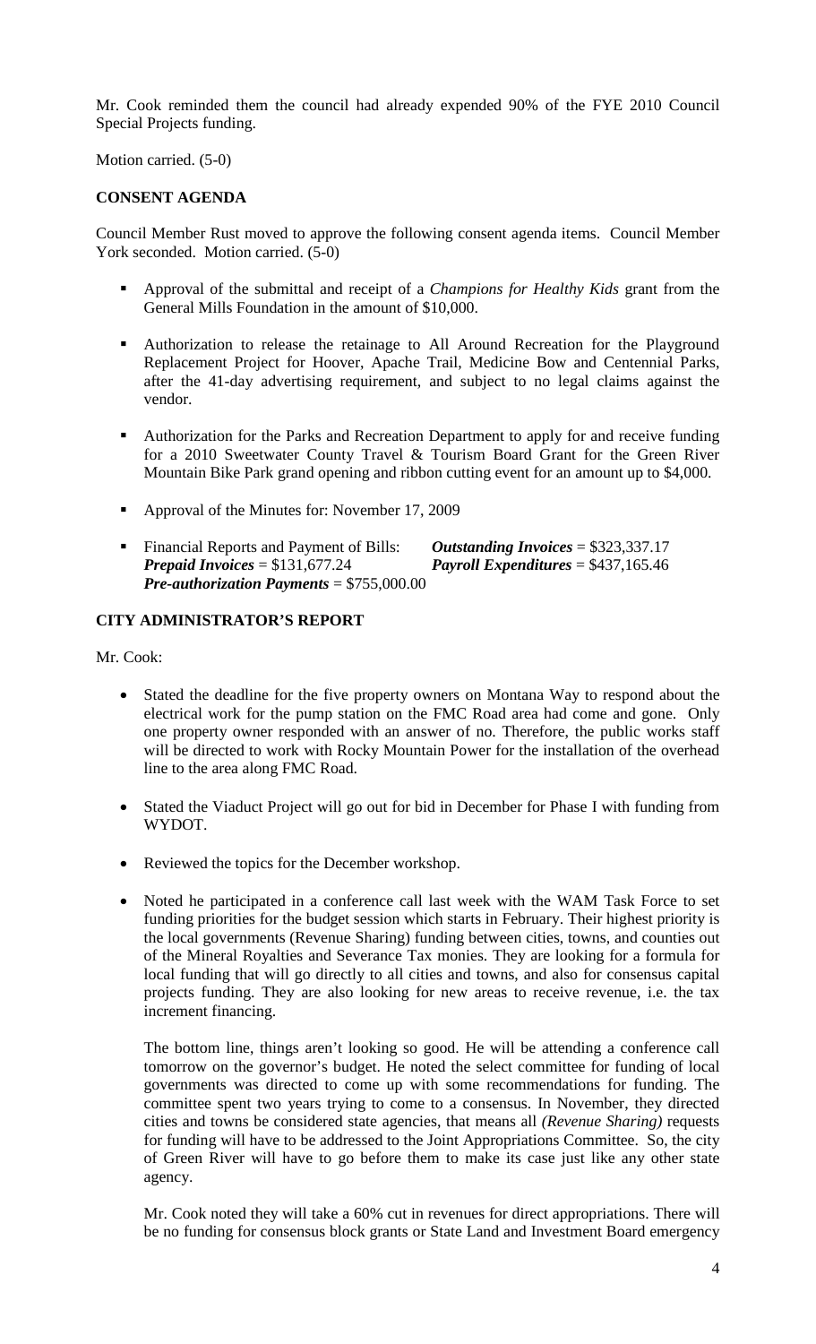Mr. Cook reminded them the council had already expended 90% of the FYE 2010 Council Special Projects funding.

Motion carried. (5-0)

## CONSENT AGENDA

Council Member Rust moved to approve the following consent agenda items. Council Member York seconded. Motion carried. (5-0)

- Approval of the submittal and receipt of a *Champions for Healthy Kids* grant from the General Mills Foundation in the amount of $10,000.
- Authorization to release the retainage to All Around Recreation for the Playground Replacement Project for Hoover, Apache Trail, Medicine Bow and Centennial Parks, after the 41-day advertising requirement, and subject to no legal claims against the vendor.
- Authorization for the Parks and Recreation Department to apply for and receive funding for a 2010 Sweetwater County Travel & Tourism Board Grant for the Green River Mountain Bike Park grand opening and ribbon cutting event for an amount up to $4,000.
- Approval of the Minutes for: November 17, 2009
- Financial Reports and Payment of Bills: ***Outstanding Invoices*** = $323,337.17 ***Prepaid Invoices*** = $131,677.24 ***Payroll Expenditures*** = $437,165.46 ***Pre-authorization Payments*** = $755,000.00

## CITY ADMINISTRATOR'S REPORT

Mr. Cook:

- Stated the deadline for the five property owners on Montana Way to respond about the electrical work for the pump station on the FMC Road area had come and gone. Only one property owner responded with an answer of no. Therefore, the public works staff will be directed to work with Rocky Mountain Power for the installation of the overhead line to the area along FMC Road.
- Stated the Viaduct Project will go out for bid in December for Phase I with funding from WYDOT.
- Reviewed the topics for the December workshop.
- Noted he participated in a conference call last week with the WAM Task Force to set funding priorities for the budget session which starts in February. Their highest priority is the local governments (Revenue Sharing) funding between cities, towns, and counties out of the Mineral Royalties and Severance Tax monies. They are looking for a formula for local funding that will go directly to all cities and towns, and also for consensus capital projects funding. They are also looking for new areas to receive revenue, i.e. the tax increment financing.

  The bottom line, things aren't looking so good. He will be attending a conference call tomorrow on the governor's budget. He noted the select committee for funding of local governments was directed to come up with some recommendations for funding. The committee spent two years trying to come to a consensus. In November, they directed cities and towns be considered state agencies, that means all *(Revenue Sharing)* requests for funding will have to be addressed to the Joint Appropriations Committee. So, the city of Green River will have to go before them to make its case just like any other state agency.

  Mr. Cook noted they will take a 60% cut in revenues for direct appropriations. There will be no funding for consensus block grants or State Land and Investment Board emergency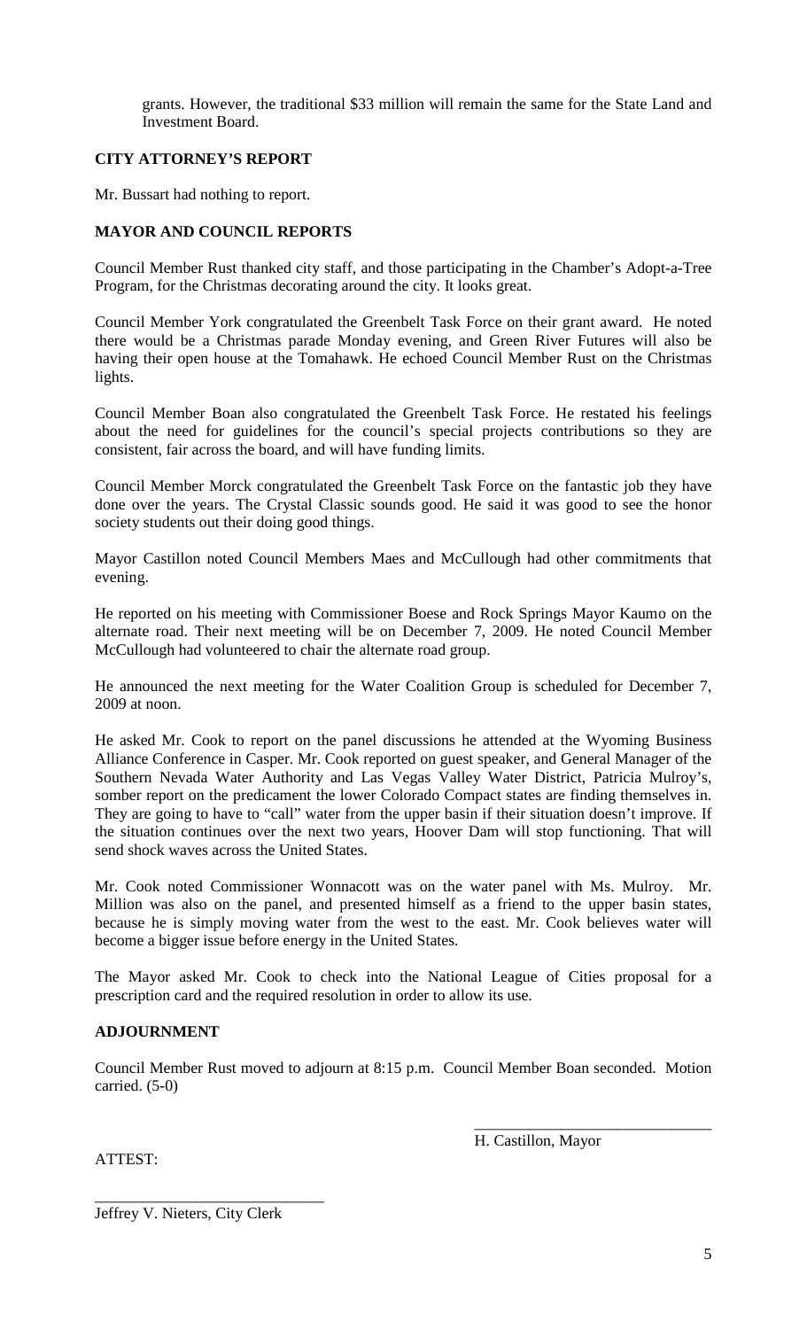grants. However, the traditional $33 million will remain the same for the State Land and Investment Board.

**CITY ATTORNEY'S REPORT**

Mr. Bussart had nothing to report.

**MAYOR AND COUNCIL REPORTS**

Council Member Rust thanked city staff, and those participating in the Chamber's Adopt-a-Tree Program, for the Christmas decorating around the city. It looks great.

Council Member York congratulated the Greenbelt Task Force on their grant award. He noted there would be a Christmas parade Monday evening, and Green River Futures will also be having their open house at the Tomahawk. He echoed Council Member Rust on the Christmas lights.

Council Member Boan also congratulated the Greenbelt Task Force. He restated his feelings about the need for guidelines for the council's special projects contributions so they are consistent, fair across the board, and will have funding limits.

Council Member Morck congratulated the Greenbelt Task Force on the fantastic job they have done over the years. The Crystal Classic sounds good. He said it was good to see the honor society students out their doing good things.

Mayor Castillon noted Council Members Maes and McCullough had other commitments that evening.

He reported on his meeting with Commissioner Boese and Rock Springs Mayor Kaumo on the alternate road. Their next meeting will be on December 7, 2009. He noted Council Member McCullough had volunteered to chair the alternate road group.

He announced the next meeting for the Water Coalition Group is scheduled for December 7, 2009 at noon.

He asked Mr. Cook to report on the panel discussions he attended at the Wyoming Business Alliance Conference in Casper. Mr. Cook reported on guest speaker, and General Manager of the Southern Nevada Water Authority and Las Vegas Valley Water District, Patricia Mulroy's, somber report on the predicament the lower Colorado Compact states are finding themselves in. They are going to have to "call" water from the upper basin if their situation doesn't improve. If the situation continues over the next two years, Hoover Dam will stop functioning. That will send shock waves across the United States.

Mr. Cook noted Commissioner Wonnacott was on the water panel with Ms. Mulroy. Mr. Million was also on the panel, and presented himself as a friend to the upper basin states, because he is simply moving water from the west to the east. Mr. Cook believes water will become a bigger issue before energy in the United States.

The Mayor asked Mr. Cook to check into the National League of Cities proposal for a prescription card and the required resolution in order to allow its use.

**ADJOURNMENT**

Council Member Rust moved to adjourn at 8:15 p.m. Council Member Boan seconded. Motion carried. (5-0)

\_\_\_\_\_\_\_\_\_\_\_\_\_\_\_\_\_\_\_\_\_\_\_\_\_\_\_\_\_\_
H. Castillon, Mayor

ATTEST:

\_\_\_\_\_\_\_\_\_\_\_\_\_\_\_\_\_\_\_\_\_\_\_\_\_\_\_\_\_\_
Jeffrey V. Nieters, City Clerk